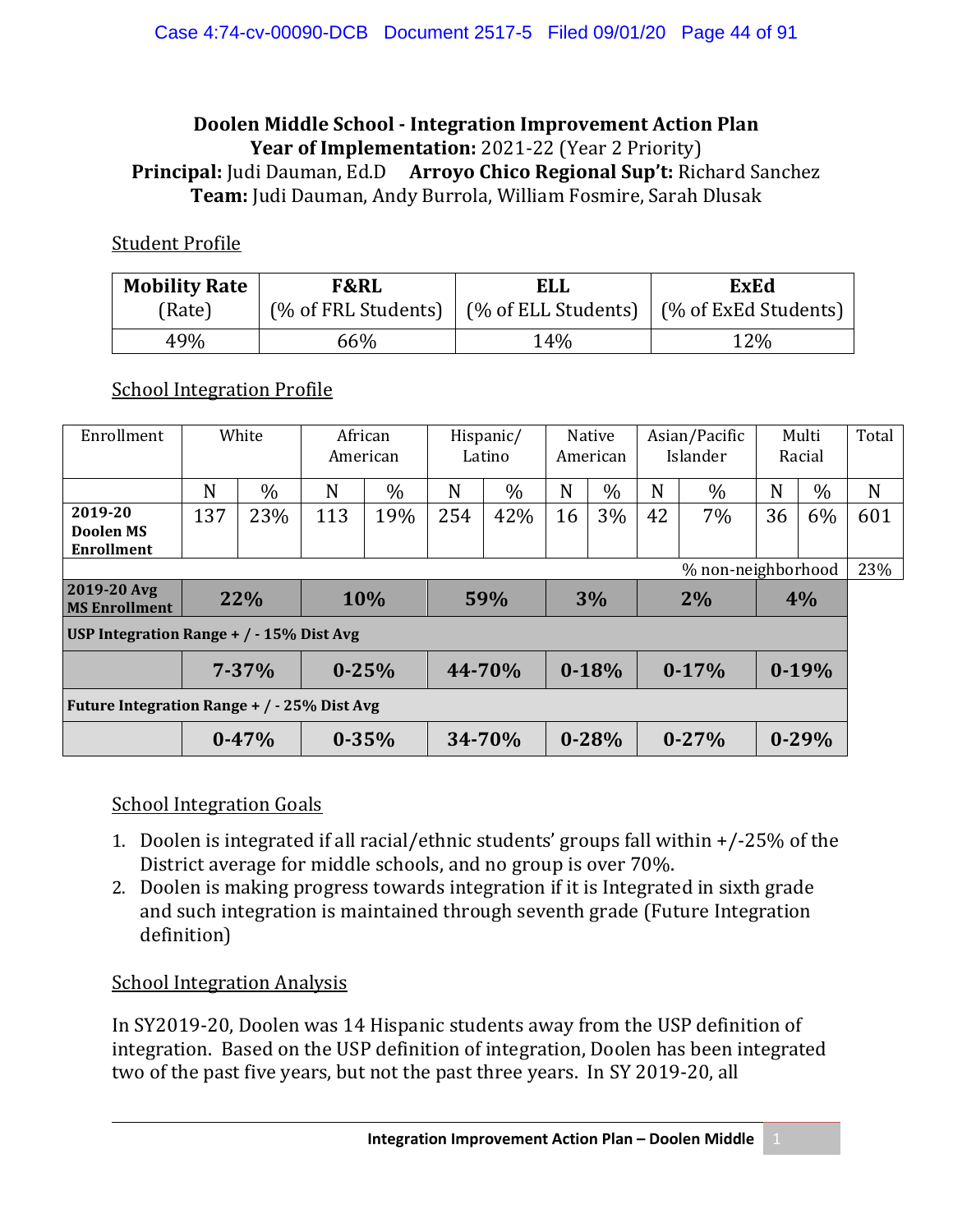# Doolen Middle School - Integration Improvement Action Plan

**Year of Implementation:** 2021-22 (Year 2 Priority)
**Principal:** Judi Dauman, Ed.D **Arroyo Chico Regional Sup't:** Richard Sanchez
**Team:** Judi Dauman, Andy Burrola, William Fosmire, Sarah Dlusak

## Student Profile

| Mobility Rate (Rate) | F&RL (% of FRL Students) | ELL (% of ELL Students) | ExEd (% of ExEd Students) |
|---|---|---|---|
| 49% | 66% | 14% | 12% |

## School Integration Profile

| Enrollment | White | | African American | | Hispanic/ Latino | | Native American | | Asian/Pacific Islander | | Multi Racial | | Total |
|---|---|---|---|---|---|---|---|---|---|---|---|---|---|
| | N | % | N | % | N | % | N | % | N | % | N | % | N |
| **2019-20 Doolen MS Enrollment** | 137 | 23% | 113 | 19% | 254 | 42% | 16 | 3% | 42 | 7% | 36 | 6% | 601 |
| | | | | | | | | | | | % non-neighborhood | | 23% |
| **2019-20 Avg MS Enrollment** | **22%** | | **10%** | | **59%** | | **3%** | | **2%** | | **4%** | | |
| **USP Integration Range + / - 15% Dist Avg** | | | | | | | | | | | | | |
| | **7-37%** | | **0-25%** | | **44-70%** | | **0-18%** | | **0-17%** | | **0-19%** | | |
| **Future Integration Range + / - 25% Dist Avg** | | | | | | | | | | | | | |
| | **0-47%** | | **0-35%** | | **34-70%** | | **0-28%** | | **0-27%** | | **0-29%** | | |

## School Integration Goals

1. Doolen is integrated if all racial/ethnic students' groups fall within +/-25% of the District average for middle schools, and no group is over 70%.
2. Doolen is making progress towards integration if it is Integrated in sixth grade and such integration is maintained through seventh grade (Future Integration definition)

## School Integration Analysis

In SY2019-20, Doolen was 14 Hispanic students away from the USP definition of integration. Based on the USP definition of integration, Doolen has been integrated two of the past five years, but not the past three years. In SY 2019-20, all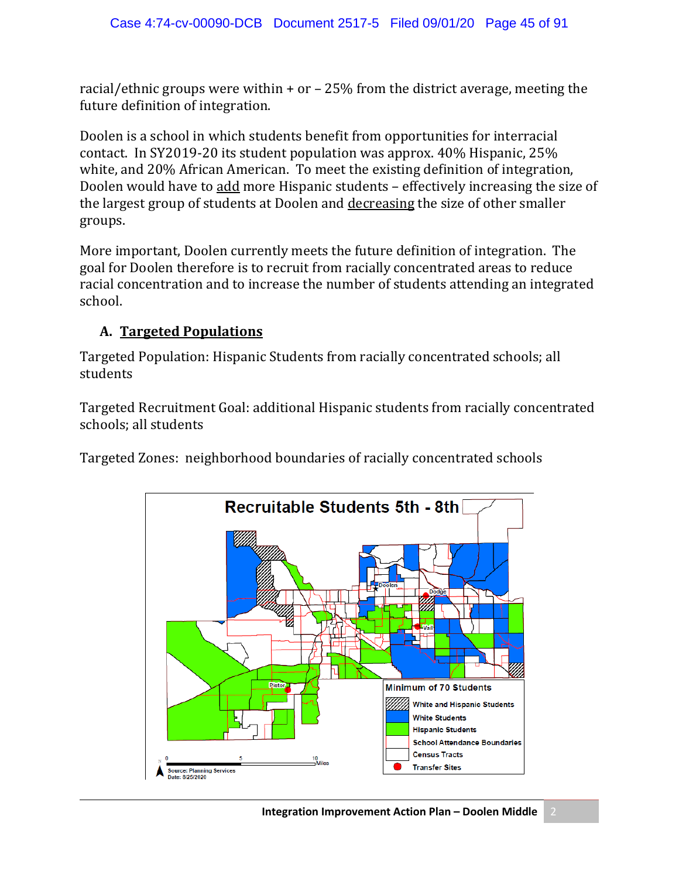racial/ethnic groups were within + or – 25% from the district average, meeting the future definition of integration.

Doolen is a school in which students benefit from opportunities for interracial contact. In SY2019-20 its student population was approx. 40% Hispanic, 25% white, and 20% African American. To meet the existing definition of integration, Doolen would have to add more Hispanic students – effectively increasing the size of the largest group of students at Doolen and decreasing the size of other smaller groups.

More important, Doolen currently meets the future definition of integration. The goal for Doolen therefore is to recruit from racially concentrated areas to reduce racial concentration and to increase the number of students attending an integrated school.

## A. Targeted Populations

Targeted Population: Hispanic Students from racially concentrated schools; all students

Targeted Recruitment Goal: additional Hispanic students from racially concentrated schools; all students

Targeted Zones: neighborhood boundaries of racially concentrated schools

**Recruitable Students 5th - 8th**

Minimum of 70 Students

- White and Hispanic Students
- White Students
- Hispanic Students
- School Attendance Boundaries
- Census Tracts
- Transfer Sites

Source: Planning Services
Date: 8/25/2020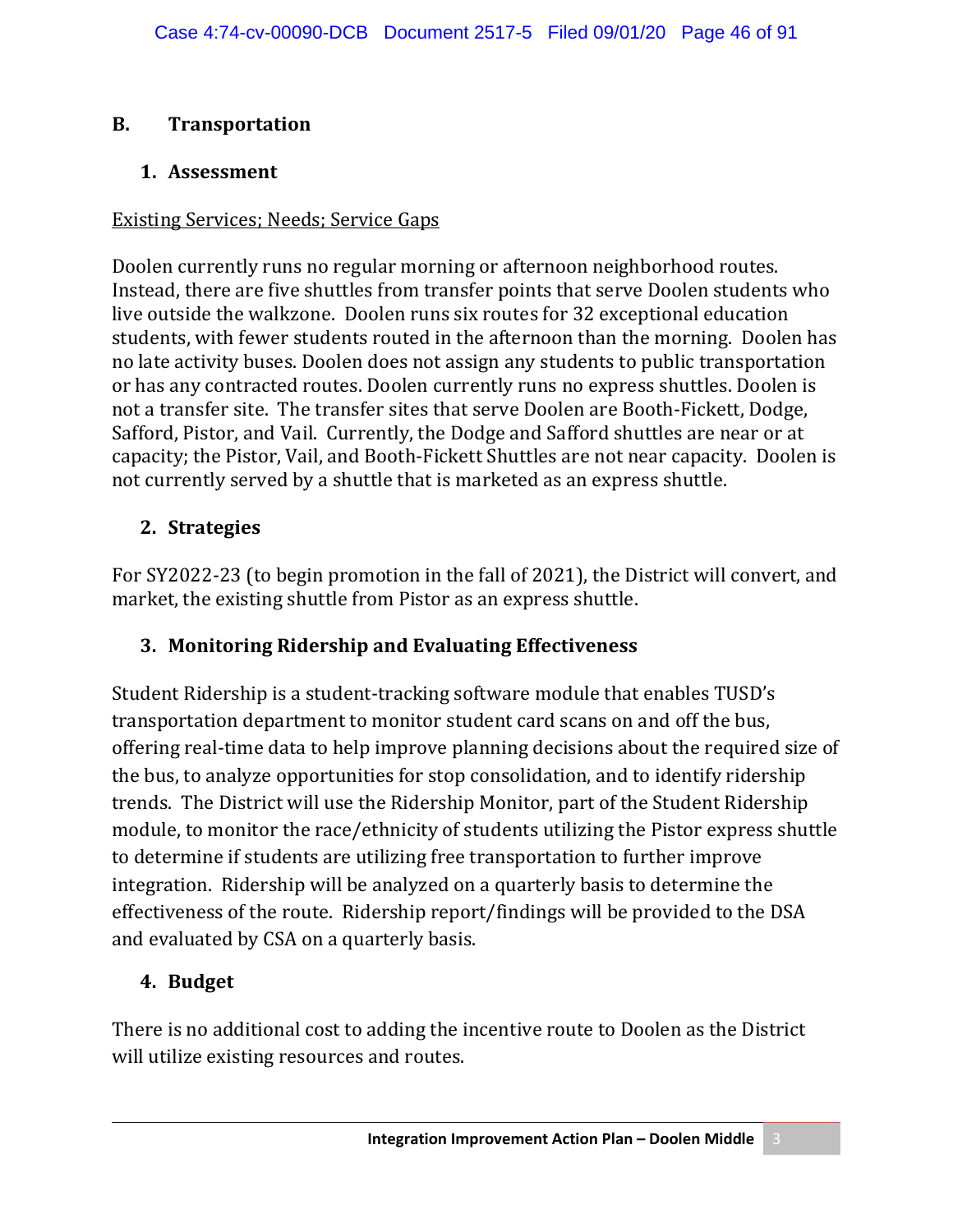## B. Transportation

### 1. Assessment

Existing Services; Needs; Service Gaps

Doolen currently runs no regular morning or afternoon neighborhood routes. Instead, there are five shuttles from transfer points that serve Doolen students who live outside the walkzone. Doolen runs six routes for 32 exceptional education students, with fewer students routed in the afternoon than the morning. Doolen has no late activity buses. Doolen does not assign any students to public transportation or has any contracted routes. Doolen currently runs no express shuttles. Doolen is not a transfer site. The transfer sites that serve Doolen are Booth-Fickett, Dodge, Safford, Pistor, and Vail. Currently, the Dodge and Safford shuttles are near or at capacity; the Pistor, Vail, and Booth-Fickett Shuttles are not near capacity. Doolen is not currently served by a shuttle that is marketed as an express shuttle.

### 2. Strategies

For SY2022-23 (to begin promotion in the fall of 2021), the District will convert, and market, the existing shuttle from Pistor as an express shuttle.

### 3. Monitoring Ridership and Evaluating Effectiveness

Student Ridership is a student-tracking software module that enables TUSD's transportation department to monitor student card scans on and off the bus, offering real-time data to help improve planning decisions about the required size of the bus, to analyze opportunities for stop consolidation, and to identify ridership trends. The District will use the Ridership Monitor, part of the Student Ridership module, to monitor the race/ethnicity of students utilizing the Pistor express shuttle to determine if students are utilizing free transportation to further improve integration. Ridership will be analyzed on a quarterly basis to determine the effectiveness of the route. Ridership report/findings will be provided to the DSA and evaluated by CSA on a quarterly basis.

### 4. Budget

There is no additional cost to adding the incentive route to Doolen as the District will utilize existing resources and routes.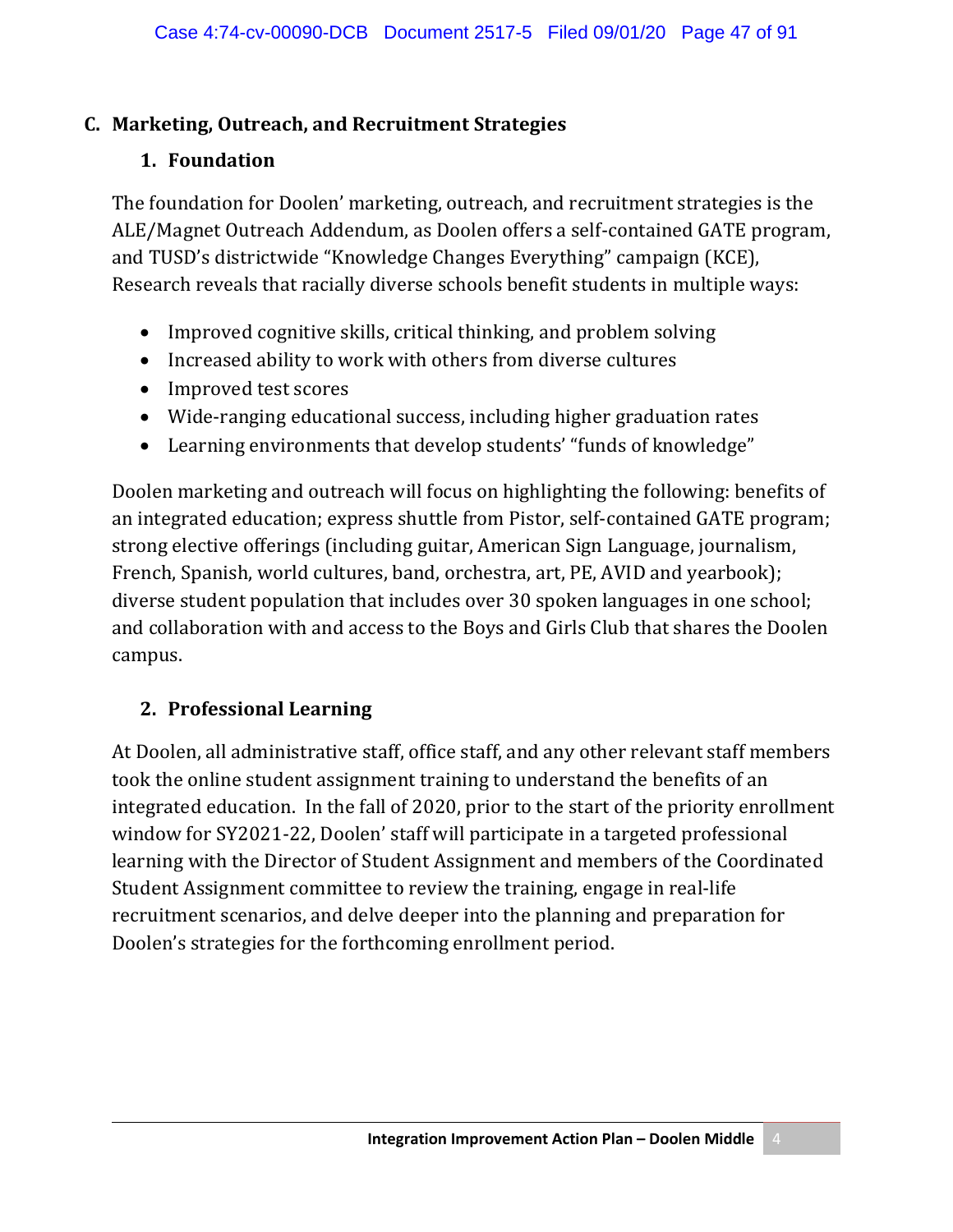## C. Marketing, Outreach, and Recruitment Strategies

### 1. Foundation

The foundation for Doolen' marketing, outreach, and recruitment strategies is the ALE/Magnet Outreach Addendum, as Doolen offers a self-contained GATE program, and TUSD's districtwide "Knowledge Changes Everything" campaign (KCE), Research reveals that racially diverse schools benefit students in multiple ways:

- Improved cognitive skills, critical thinking, and problem solving
- Increased ability to work with others from diverse cultures
- Improved test scores
- Wide-ranging educational success, including higher graduation rates
- Learning environments that develop students' "funds of knowledge"

Doolen marketing and outreach will focus on highlighting the following: benefits of an integrated education; express shuttle from Pistor, self-contained GATE program; strong elective offerings (including guitar, American Sign Language, journalism, French, Spanish, world cultures, band, orchestra, art, PE, AVID and yearbook); diverse student population that includes over 30 spoken languages in one school; and collaboration with and access to the Boys and Girls Club that shares the Doolen campus.

### 2. Professional Learning

At Doolen, all administrative staff, office staff, and any other relevant staff members took the online student assignment training to understand the benefits of an integrated education. In the fall of 2020, prior to the start of the priority enrollment window for SY2021-22, Doolen' staff will participate in a targeted professional learning with the Director of Student Assignment and members of the Coordinated Student Assignment committee to review the training, engage in real-life recruitment scenarios, and delve deeper into the planning and preparation for Doolen's strategies for the forthcoming enrollment period.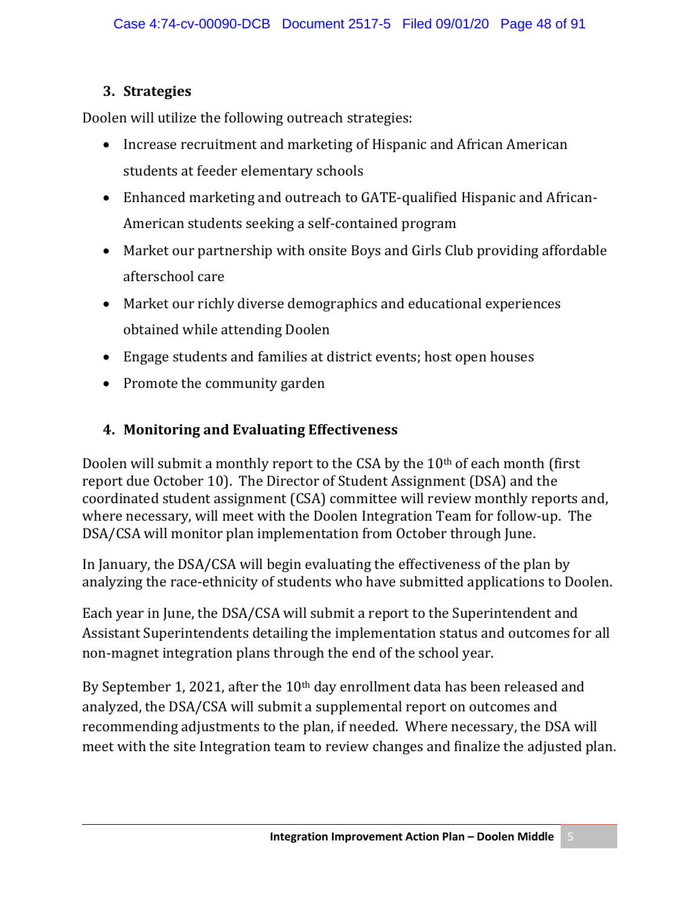### 3. Strategies

Doolen will utilize the following outreach strategies:

- Increase recruitment and marketing of Hispanic and African American students at feeder elementary schools
- Enhanced marketing and outreach to GATE-qualified Hispanic and African-American students seeking a self-contained program
- Market our partnership with onsite Boys and Girls Club providing affordable afterschool care
- Market our richly diverse demographics and educational experiences obtained while attending Doolen
- Engage students and families at district events; host open houses
- Promote the community garden

### 4. Monitoring and Evaluating Effectiveness

Doolen will submit a monthly report to the CSA by the 10th of each month (first report due October 10). The Director of Student Assignment (DSA) and the coordinated student assignment (CSA) committee will review monthly reports and, where necessary, will meet with the Doolen Integration Team for follow-up. The DSA/CSA will monitor plan implementation from October through June.

In January, the DSA/CSA will begin evaluating the effectiveness of the plan by analyzing the race-ethnicity of students who have submitted applications to Doolen.

Each year in June, the DSA/CSA will submit a report to the Superintendent and Assistant Superintendents detailing the implementation status and outcomes for all non-magnet integration plans through the end of the school year.

By September 1, 2021, after the 10th day enrollment data has been released and analyzed, the DSA/CSA will submit a supplemental report on outcomes and recommending adjustments to the plan, if needed. Where necessary, the DSA will meet with the site Integration team to review changes and finalize the adjusted plan.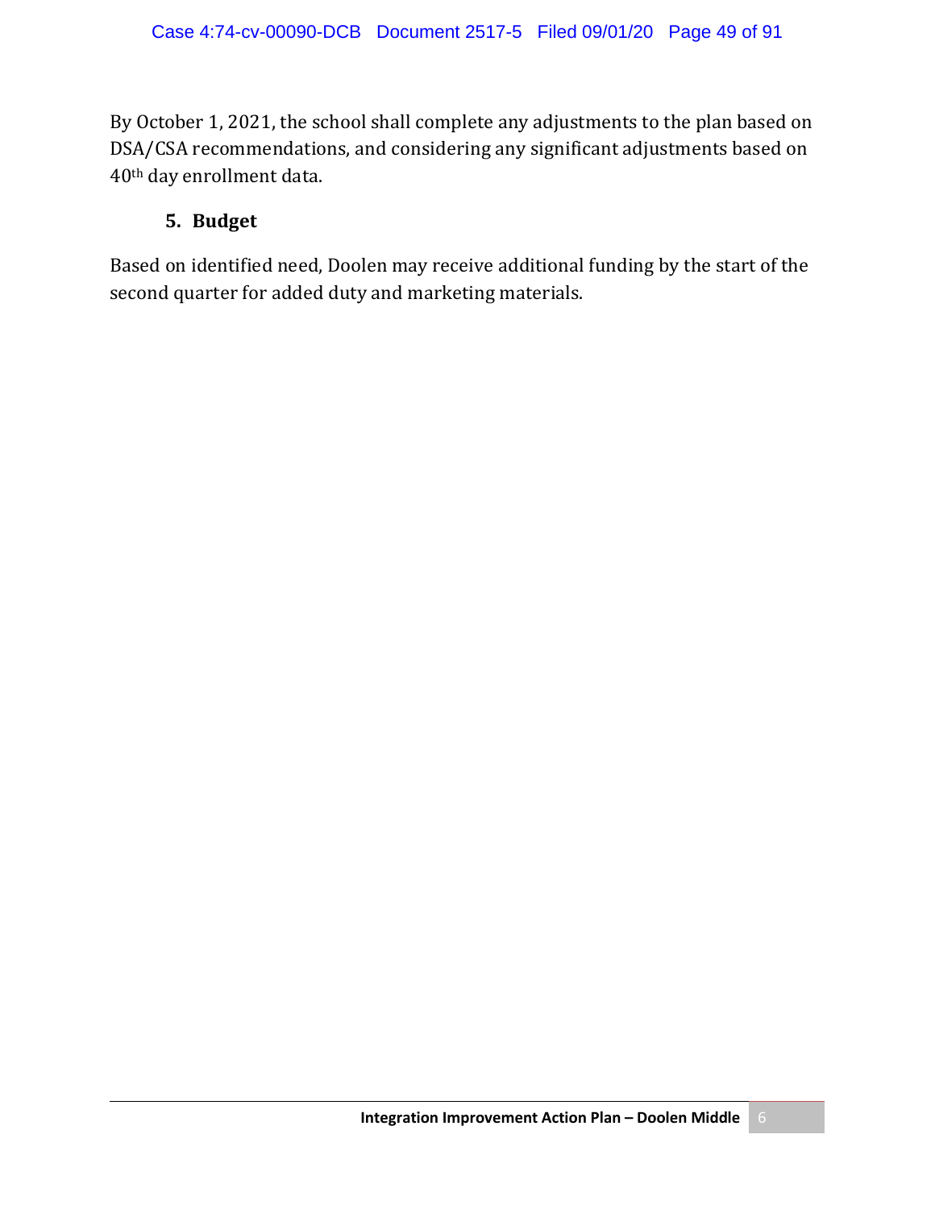By October 1, 2021, the school shall complete any adjustments to the plan based on DSA/CSA recommendations, and considering any significant adjustments based on 40th day enrollment data.

### 5. Budget

Based on identified need, Doolen may receive additional funding by the start of the second quarter for added duty and marketing materials.